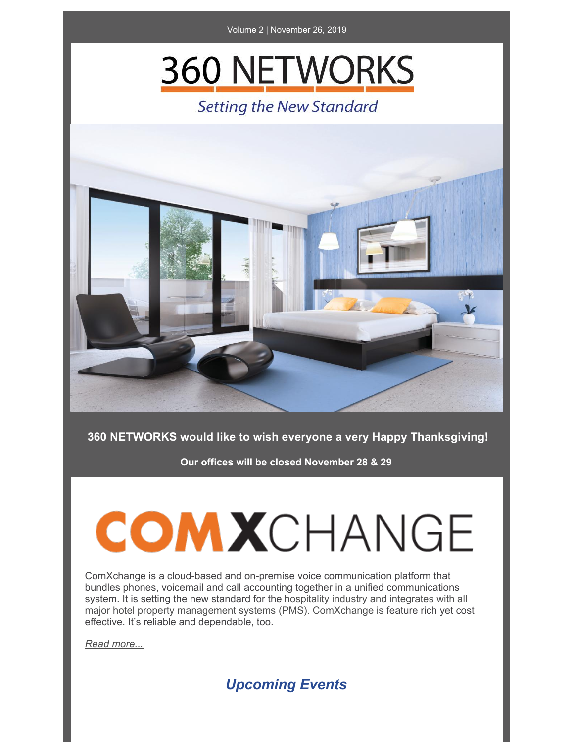Volume 2 | November 26, 2019

# 360 NETWORKS

*Setting the New Standard*

**360 NETWORKS would like to wish everyone a very Happy Thanksgiving!**

**Our offices will be closed November 28 & 29**

# COMXCHANGE

ComXchange is a cloud-based and on-premise voice communication platform that bundles phones, voicemail and call accounting together in a unified communications system. It is setting the new standard for the hospitality industry and integrates with all major hotel property management systems (PMS). ComXchange is feature rich yet cost effective. It's reliable and dependable, too.

*Read more...*

## *Upcoming Events*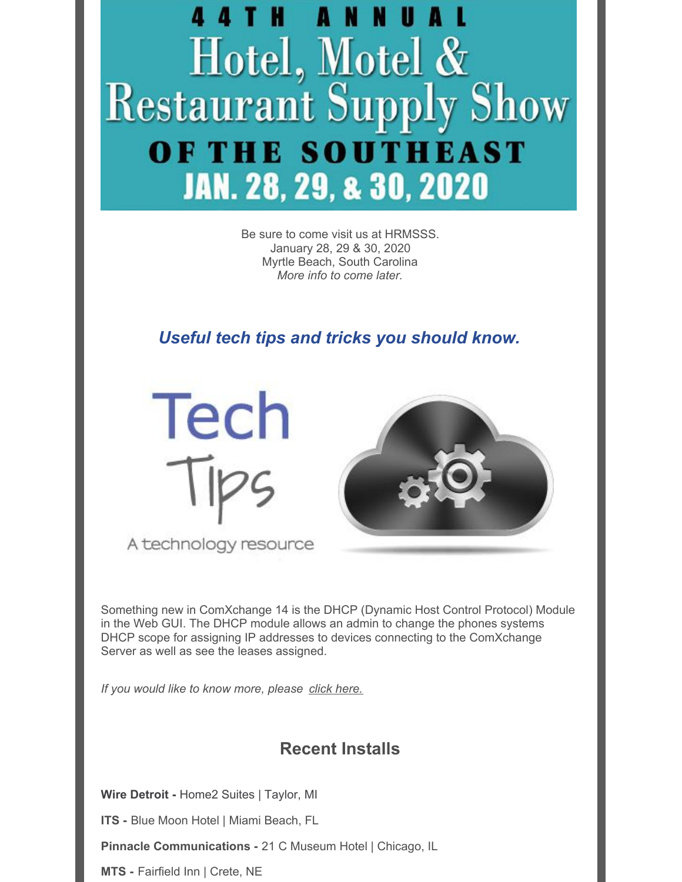# 44TH ANNUAL Hotel, Motel & Restaurant Supply Show OF THE SOUTHEAST JAN. 28, 29, & 30, 2020

Be sure to come visit us at HRMSSS.
January 28, 29 & 30, 2020
Myrtle Beach, South Carolina
*More info to come later.*

## *Useful tech tips and tricks you should know.*

Tech Tips

A technology resource

Something new in ComXchange 14 is the DHCP (Dynamic Host Control Protocol) Module in the Web GUI. The DHCP module allows an admin to change the phones systems DHCP scope for assigning IP addresses to devices connecting to the ComXchange Server as well as see the leases assigned.

*If you would like to know more, please click here.*

## Recent Installs

**Wire Detroit -** Home2 Suites | Taylor, MI

**ITS -** Blue Moon Hotel | Miami Beach, FL

**Pinnacle Communications -** 21 C Museum Hotel | Chicago, IL

**MTS -** Fairfield Inn | Crete, NE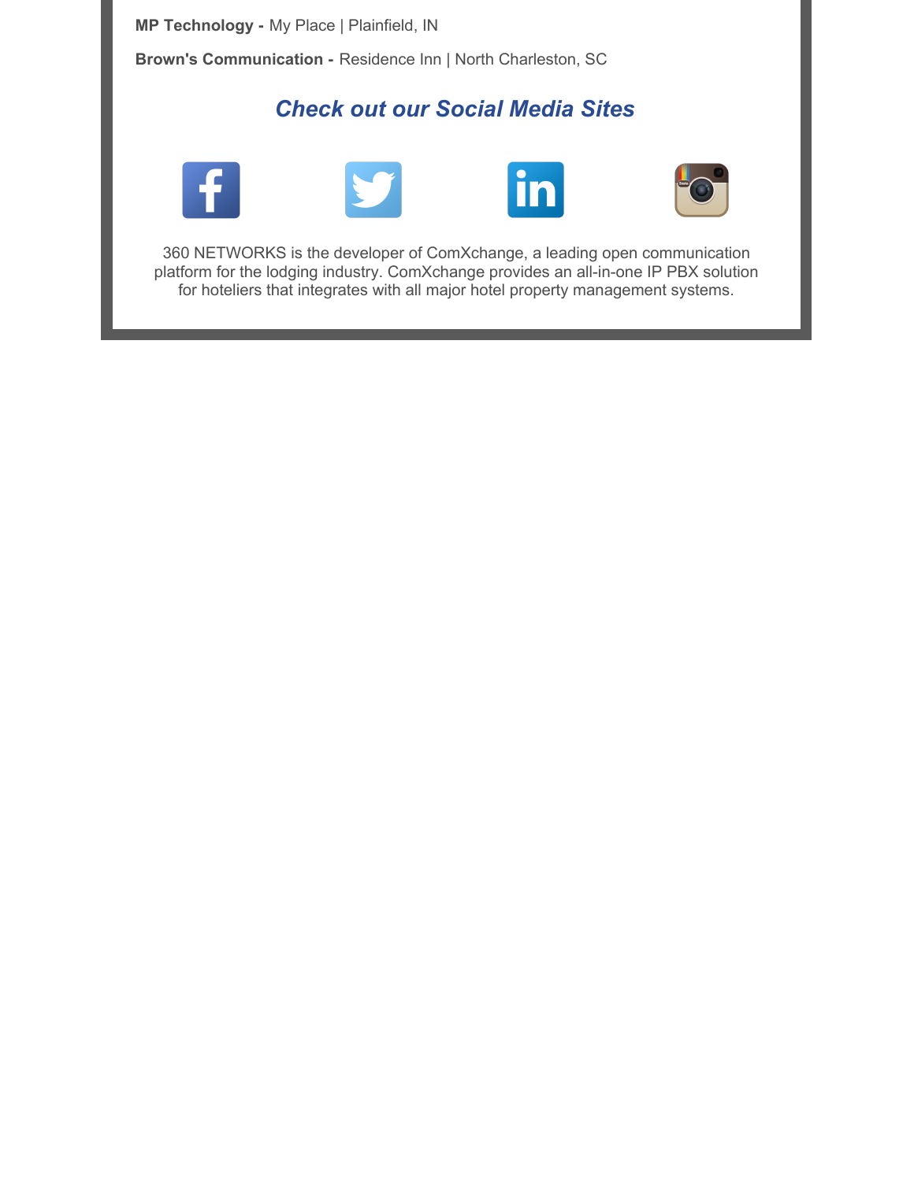**MP Technology -** My Place | Plainfield, IN

**Brown's Communication -** Residence Inn | North Charleston, SC

## ***Check out our Social Media Sites***

360 NETWORKS is the developer of ComXchange, a leading open communication platform for the lodging industry. ComXchange provides an all-in-one IP PBX solution for hoteliers that integrates with all major hotel property management systems.